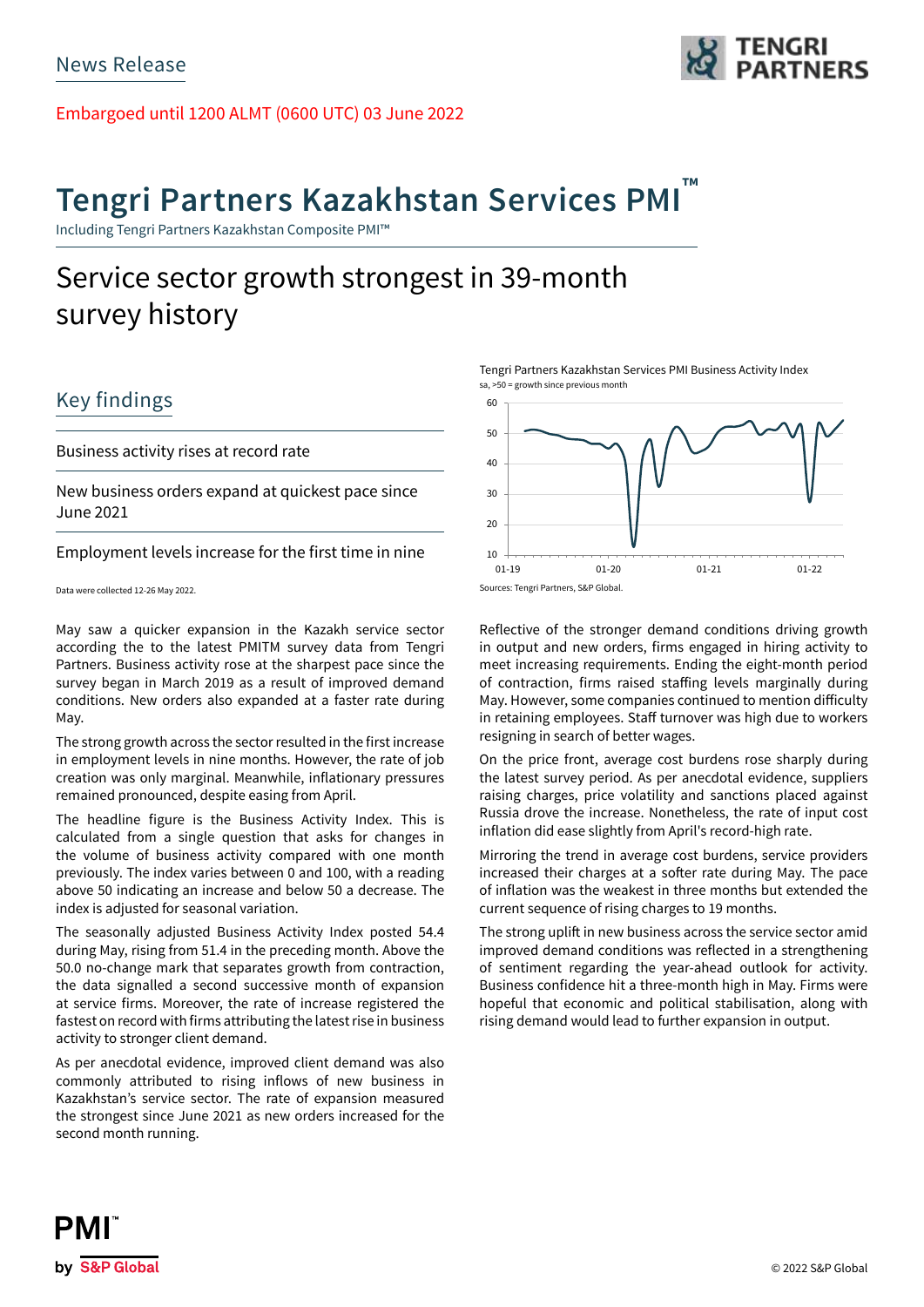News Release

Embargoed until 1200 ALMT (0600 UTC) 03 June 2022

# Tengri Partners Kazakhstan Services PMI™

Including Tengri Partners Kazakhstan Composite PMI™

## Service sector growth strongest in 39-month survey history

### Key findings

Business activity rises at record rate

New business orders expand at quickest pace since June 2021

Employment levels increase for the first time in nine

Data were collected 12-26 May 2022.

Tengri Partners Kazakhstan Services PMI Business Activity Index
sa, >50 = growth since previous month

Sources: Tengri Partners, S&P Global.

May saw a quicker expansion in the Kazakh service sector according the to the latest PMITM survey data from Tengri Partners. Business activity rose at the sharpest pace since the survey began in March 2019 as a result of improved demand conditions. New orders also expanded at a faster rate during May.

The strong growth across the sector resulted in the first increase in employment levels in nine months. However, the rate of job creation was only marginal. Meanwhile, inflationary pressures remained pronounced, despite easing from April.

The headline figure is the Business Activity Index. This is calculated from a single question that asks for changes in the volume of business activity compared with one month previously. The index varies between 0 and 100, with a reading above 50 indicating an increase and below 50 a decrease. The index is adjusted for seasonal variation.

The seasonally adjusted Business Activity Index posted 54.4 during May, rising from 51.4 in the preceding month. Above the 50.0 no-change mark that separates growth from contraction, the data signalled a second successive month of expansion at service firms. Moreover, the rate of increase registered the fastest on record with firms attributing the latest rise in business activity to stronger client demand.

As per anecdotal evidence, improved client demand was also commonly attributed to rising inflows of new business in Kazakhstan's service sector. The rate of expansion measured the strongest since June 2021 as new orders increased for the second month running.

Reflective of the stronger demand conditions driving growth in output and new orders, firms engaged in hiring activity to meet increasing requirements. Ending the eight-month period of contraction, firms raised staffing levels marginally during May. However, some companies continued to mention difficulty in retaining employees. Staff turnover was high due to workers resigning in search of better wages.

On the price front, average cost burdens rose sharply during the latest survey period. As per anecdotal evidence, suppliers raising charges, price volatility and sanctions placed against Russia drove the increase. Nonetheless, the rate of input cost inflation did ease slightly from April's record-high rate.

Mirroring the trend in average cost burdens, service providers increased their charges at a softer rate during May. The pace of inflation was the weakest in three months but extended the current sequence of rising charges to 19 months.

The strong uplift in new business across the service sector amid improved demand conditions was reflected in a strengthening of sentiment regarding the year-ahead outlook for activity. Business confidence hit a three-month high in May. Firms were hopeful that economic and political stabilisation, along with rising demand would lead to further expansion in output.

© 2022 S&P Global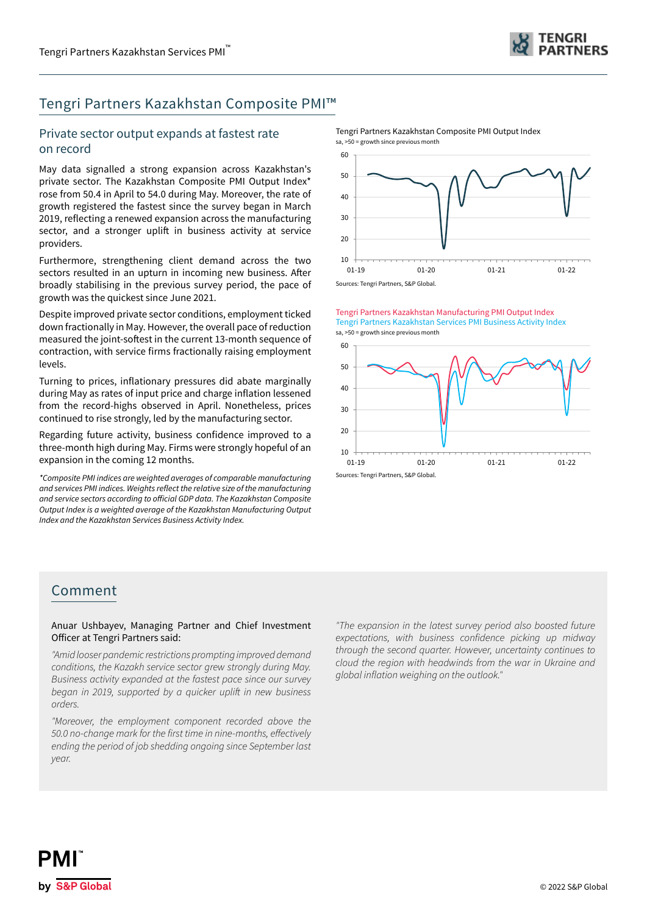# Tengri Partners Kazakhstan Composite PMI™

## Private sector output expands at fastest rate on record

May data signalled a strong expansion across Kazakhstan's private sector. The Kazakhstan Composite PMI Output Index* rose from 50.4 in April to 54.0 during May. Moreover, the rate of growth registered the fastest since the survey began in March 2019, reflecting a renewed expansion across the manufacturing sector, and a stronger uplift in business activity at service providers.

Furthermore, strengthening client demand across the two sectors resulted in an upturn in incoming new business. After broadly stabilising in the previous survey period, the pace of growth was the quickest since June 2021.

Despite improved private sector conditions, employment ticked down fractionally in May. However, the overall pace of reduction measured the joint-softest in the current 13-month sequence of contraction, with service firms fractionally raising employment levels.

Turning to prices, inflationary pressures did abate marginally during May as rates of input price and charge inflation lessened from the record-highs observed in April. Nonetheless, prices continued to rise strongly, led by the manufacturing sector.

Regarding future activity, business confidence improved to a three-month high during May. Firms were strongly hopeful of an expansion in the coming 12 months.

*\*Composite PMI indices are weighted averages of comparable manufacturing and services PMI indices. Weights reflect the relative size of the manufacturing and service sectors according to official GDP data. The Kazakhstan Composite Output Index is a weighted average of the Kazakhstan Manufacturing Output Index and the Kazakhstan Services Business Activity Index.*

Tengri Partners Kazakhstan Composite PMI Output Index
sa, >50 = growth since previous month

Sources: Tengri Partners, S&P Global.

Tengri Partners Kazakhstan Manufacturing PMI Output Index
Tengri Partners Kazakhstan Services PMI Business Activity Index
sa, >50 = growth since previous month

Sources: Tengri Partners, S&P Global.

## Comment

Anuar Ushbayev, Managing Partner and Chief Investment Officer at Tengri Partners said:

*"Amid looser pandemic restrictions prompting improved demand conditions, the Kazakh service sector grew strongly during May. Business activity expanded at the fastest pace since our survey began in 2019, supported by a quicker uplift in new business orders.*

*"Moreover, the employment component recorded above the 50.0 no-change mark for the first time in nine-months, effectively ending the period of job shedding ongoing since September last year.*

*"The expansion in the latest survey period also boosted future expectations, with business confidence picking up midway through the second quarter. However, uncertainty continues to cloud the region with headwinds from the war in Ukraine and global inflation weighing on the outlook."*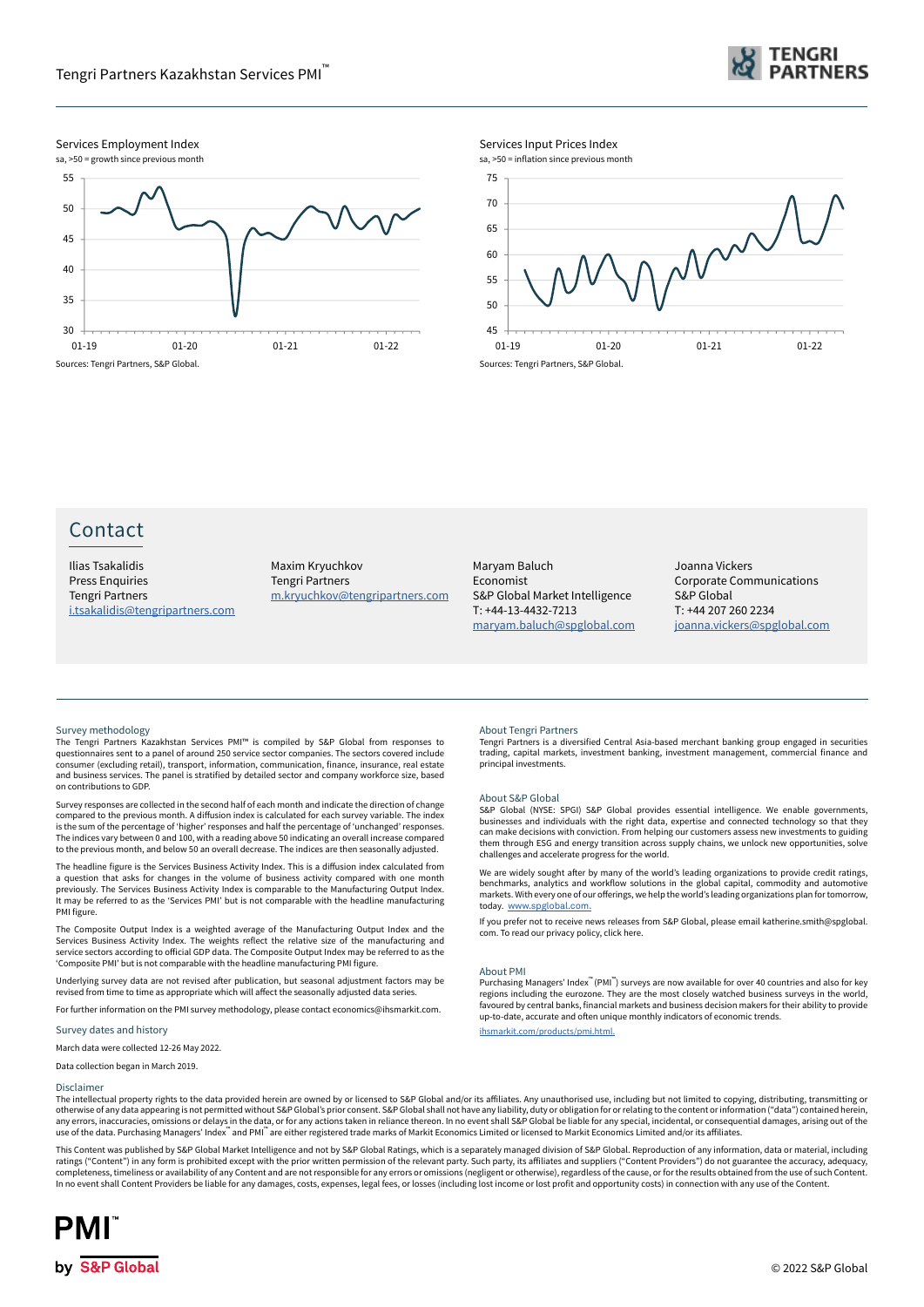Services Employment Index

sa, >50 = growth since previous month

55
50
45
40
35
30

01-19 01-20 01-21 01-22

Sources: Tengri Partners, S&P Global.

Services Input Prices Index

sa, >50 = inflation since previous month

75
70
65
60
55
50
45

01-19 01-20 01-21 01-22

Sources: Tengri Partners, S&P Global.

## Contact

Ilias Tsakalidis
Press Enquiries
Tengri Partners
i.tsakalidis@tengripartners.com

Maxim Kryuchkov
Tengri Partners
m.kryuchkov@tengripartners.com

Maryam Baluch
Economist
S&P Global Market Intelligence
T: +44-13-4432-7213
maryam.baluch@spglobal.com

Joanna Vickers
Corporate Communications
S&P Global
T: +44 207 260 2234
joanna.vickers@spglobal.com

### Survey methodology

The Tengri Partners Kazakhstan Services PMI™ is compiled by S&P Global from responses to questionnaires sent to a panel of around 250 service sector companies. The sectors covered include consumer (excluding retail), transport, information, communication, finance, insurance, real estate and business services. The panel is stratified by detailed sector and company workforce size, based on contributions to GDP.

Survey responses are collected in the second half of each month and indicate the direction of change compared to the previous month. A diffusion index is calculated for each survey variable. The index is the sum of the percentage of 'higher' responses and half the percentage of 'unchanged' responses. The indices vary between 0 and 100, with a reading above 50 indicating an overall increase compared to the previous month, and below 50 an overall decrease. The indices are then seasonally adjusted.

The headline figure is the Services Business Activity Index. This is a diffusion index calculated from a question that asks for changes in the volume of business activity compared with one month previously. The Services Business Activity Index is comparable to the Manufacturing Output Index. It may be referred to as the 'Services PMI' but is not comparable with the headline manufacturing PMI figure.

The Composite Output Index is a weighted average of the Manufacturing Output Index and the Services Business Activity Index. The weights reflect the relative size of the manufacturing and service sectors according to official GDP data. The Composite Output Index may be referred to as the 'Composite PMI' but is not comparable with the headline manufacturing PMI figure.

Underlying survey data are not revised after publication, but seasonal adjustment factors may be revised from time to time as appropriate which will affect the seasonally adjusted data series.

For further information on the PMI survey methodology, please contact economics@ihsmarkit.com.

### Survey dates and history

March data were collected 12-26 May 2022.

Data collection began in March 2019.

### About Tengri Partners

Tengri Partners is a diversified Central Asia-based merchant banking group engaged in securities trading, capital markets, investment banking, investment management, commercial finance and principal investments.

### About S&P Global

S&P Global (NYSE: SPGI) S&P Global provides essential intelligence. We enable governments, businesses and individuals with the right data, expertise and connected technology so that they can make decisions with conviction. From helping our customers assess new investments to guiding them through ESG and energy transition across supply chains, we unlock new opportunities, solve challenges and accelerate progress for the world.

We are widely sought after by many of the world's leading organizations to provide credit ratings, benchmarks, analytics and workflow solutions in the global capital, commodity and automotive markets. With every one of our offerings, we help the world's leading organizations plan for tomorrow, today. www.spglobal.com.

If you prefer not to receive news releases from S&P Global, please email katherine.smith@spglobal.com. To read our privacy policy, click here.

### About PMI

Purchasing Managers' Index™ (PMI™) surveys are now available for over 40 countries and also for key regions including the eurozone. They are the most closely watched business surveys in the world, favoured by central banks, financial markets and business decision makers for their ability to provide up-to-date, accurate and often unique monthly indicators of economic trends.

ihsmarkit.com/products/pmi.html.

### Disclaimer

The intellectual property rights to the data provided herein are owned by or licensed to S&P Global and/or its affiliates. Any unauthorised use, including but not limited to copying, distributing, transmitting or otherwise of any data appearing is not permitted without S&P Global's prior consent. S&P Global shall not have any liability, duty or obligation for or relating to the content or information ("data") contained herein, any errors, inaccuracies, omissions or delays in the data, or for any actions taken in reliance thereon. In no event shall S&P Global be liable for any special, incidental, or consequential damages, arising out of the use of the data. Purchasing Managers' Index™ and PMI™ are either registered trade marks of Markit Economics Limited or licensed to Markit Economics Limited and/or its affiliates.

This Content was published by S&P Global Market Intelligence and not by S&P Global Ratings, which is a separately managed division of S&P Global. Reproduction of any information, data or material, including ratings ("Content") in any form is prohibited except with the prior written permission of the relevant party. Such party, its affiliates and suppliers ("Content Providers") do not guarantee the accuracy, adequacy, completeness, timeliness or availability of any Content and are not responsible for any errors or omissions (negligent or otherwise), regardless of the cause, or for the results obtained from the use of such Content. In no event shall Content Providers be liable for any damages, costs, expenses, legal fees, or losses (including lost income or lost profit and opportunity costs) in connection with any use of the Content.

PMI™ by S&P Global

© 2022 S&P Global